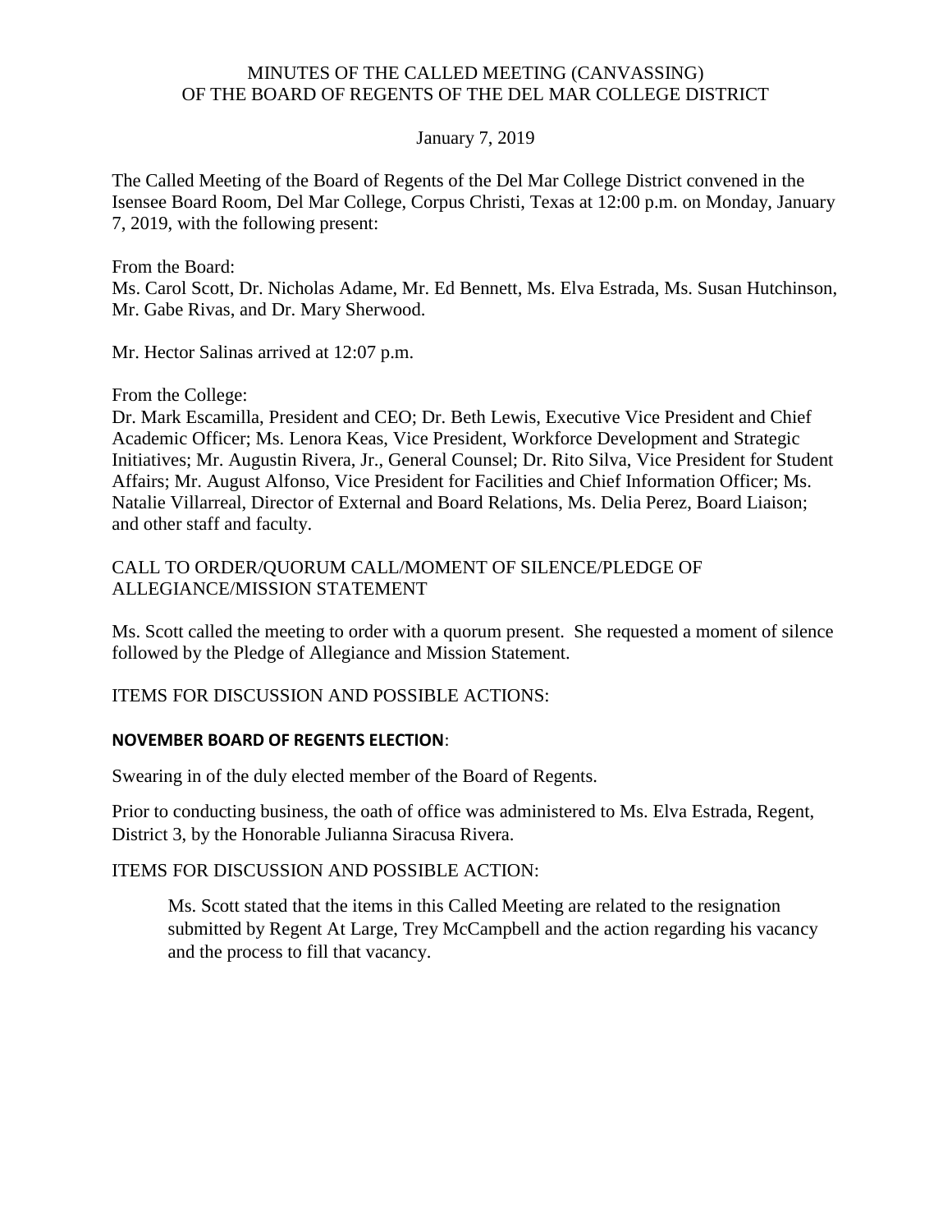MINUTES OF THE CALLED MEETING (CANVASSING)
OF THE BOARD OF REGENTS OF THE DEL MAR COLLEGE DISTRICT

January 7, 2019

The Called Meeting of the Board of Regents of the Del Mar College District convened in the Isensee Board Room, Del Mar College, Corpus Christi, Texas at 12:00 p.m. on Monday, January 7, 2019, with the following present:

From the Board:
Ms. Carol Scott, Dr. Nicholas Adame, Mr. Ed Bennett, Ms. Elva Estrada, Ms. Susan Hutchinson, Mr. Gabe Rivas, and Dr. Mary Sherwood.

Mr. Hector Salinas arrived at 12:07 p.m.

From the College:
Dr. Mark Escamilla, President and CEO; Dr. Beth Lewis, Executive Vice President and Chief Academic Officer; Ms. Lenora Keas, Vice President, Workforce Development and Strategic Initiatives; Mr. Augustin Rivera, Jr., General Counsel; Dr. Rito Silva, Vice President for Student Affairs; Mr. August Alfonso, Vice President for Facilities and Chief Information Officer; Ms. Natalie Villarreal, Director of External and Board Relations, Ms. Delia Perez, Board Liaison; and other staff and faculty.

CALL TO ORDER/QUORUM CALL/MOMENT OF SILENCE/PLEDGE OF ALLEGIANCE/MISSION STATEMENT

Ms. Scott called the meeting to order with a quorum present. She requested a moment of silence followed by the Pledge of Allegiance and Mission Statement.

ITEMS FOR DISCUSSION AND POSSIBLE ACTIONS:

**NOVEMBER BOARD OF REGENTS ELECTION**:

Swearing in of the duly elected member of the Board of Regents.

Prior to conducting business, the oath of office was administered to Ms. Elva Estrada, Regent, District 3, by the Honorable Julianna Siracusa Rivera.

ITEMS FOR DISCUSSION AND POSSIBLE ACTION:

> Ms. Scott stated that the items in this Called Meeting are related to the resignation submitted by Regent At Large, Trey McCampbell and the action regarding his vacancy and the process to fill that vacancy.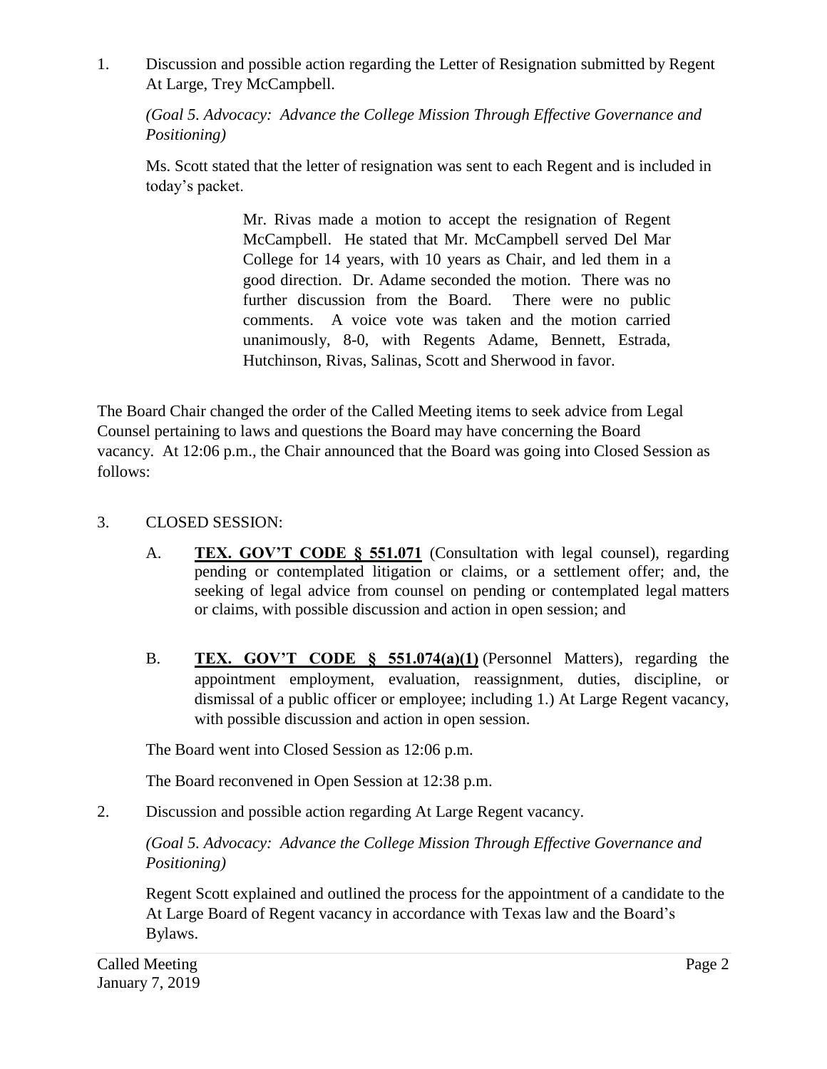1. Discussion and possible action regarding the Letter of Resignation submitted by Regent At Large, Trey McCampbell.

   *(Goal 5. Advocacy: Advance the College Mission Through Effective Governance and Positioning)*

   Ms. Scott stated that the letter of resignation was sent to each Regent and is included in today's packet.

   > Mr. Rivas made a motion to accept the resignation of Regent McCampbell. He stated that Mr. McCampbell served Del Mar College for 14 years, with 10 years as Chair, and led them in a good direction. Dr. Adame seconded the motion. There was no further discussion from the Board. There were no public comments. A voice vote was taken and the motion carried unanimously, 8-0, with Regents Adame, Bennett, Estrada, Hutchinson, Rivas, Salinas, Scott and Sherwood in favor.

The Board Chair changed the order of the Called Meeting items to seek advice from Legal Counsel pertaining to laws and questions the Board may have concerning the Board vacancy. At 12:06 p.m., the Chair announced that the Board was going into Closed Session as follows:

3. CLOSED SESSION:

   A. **TEX. GOV'T CODE § 551.071** (Consultation with legal counsel), regarding pending or contemplated litigation or claims, or a settlement offer; and, the seeking of legal advice from counsel on pending or contemplated legal matters or claims, with possible discussion and action in open session; and

   B. **TEX. GOV'T CODE § 551.074(a)(1)** (Personnel Matters), regarding the appointment employment, evaluation, reassignment, duties, discipline, or dismissal of a public officer or employee; including 1.) At Large Regent vacancy, with possible discussion and action in open session.

   The Board went into Closed Session as 12:06 p.m.

   The Board reconvened in Open Session at 12:38 p.m.

2. Discussion and possible action regarding At Large Regent vacancy.

   *(Goal 5. Advocacy: Advance the College Mission Through Effective Governance and Positioning)*

   Regent Scott explained and outlined the process for the appointment of a candidate to the At Large Board of Regent vacancy in accordance with Texas law and the Board's Bylaws.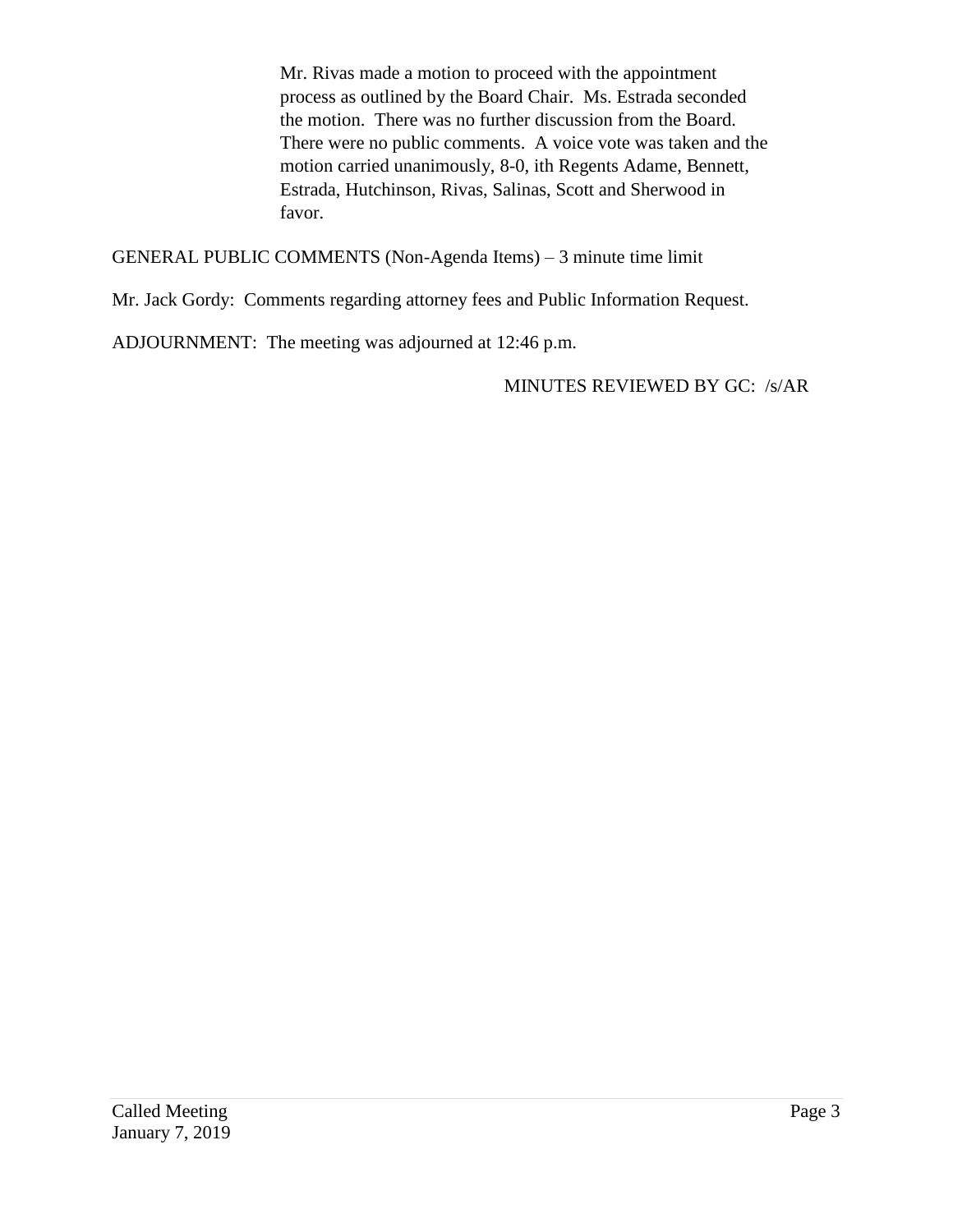Mr. Rivas made a motion to proceed with the appointment process as outlined by the Board Chair. Ms. Estrada seconded the motion. There was no further discussion from the Board. There were no public comments. A voice vote was taken and the motion carried unanimously, 8-0, ith Regents Adame, Bennett, Estrada, Hutchinson, Rivas, Salinas, Scott and Sherwood in favor.

GENERAL PUBLIC COMMENTS (Non-Agenda Items) – 3 minute time limit

Mr. Jack Gordy: Comments regarding attorney fees and Public Information Request.

ADJOURNMENT: The meeting was adjourned at 12:46 p.m.

MINUTES REVIEWED BY GC: /s/AR